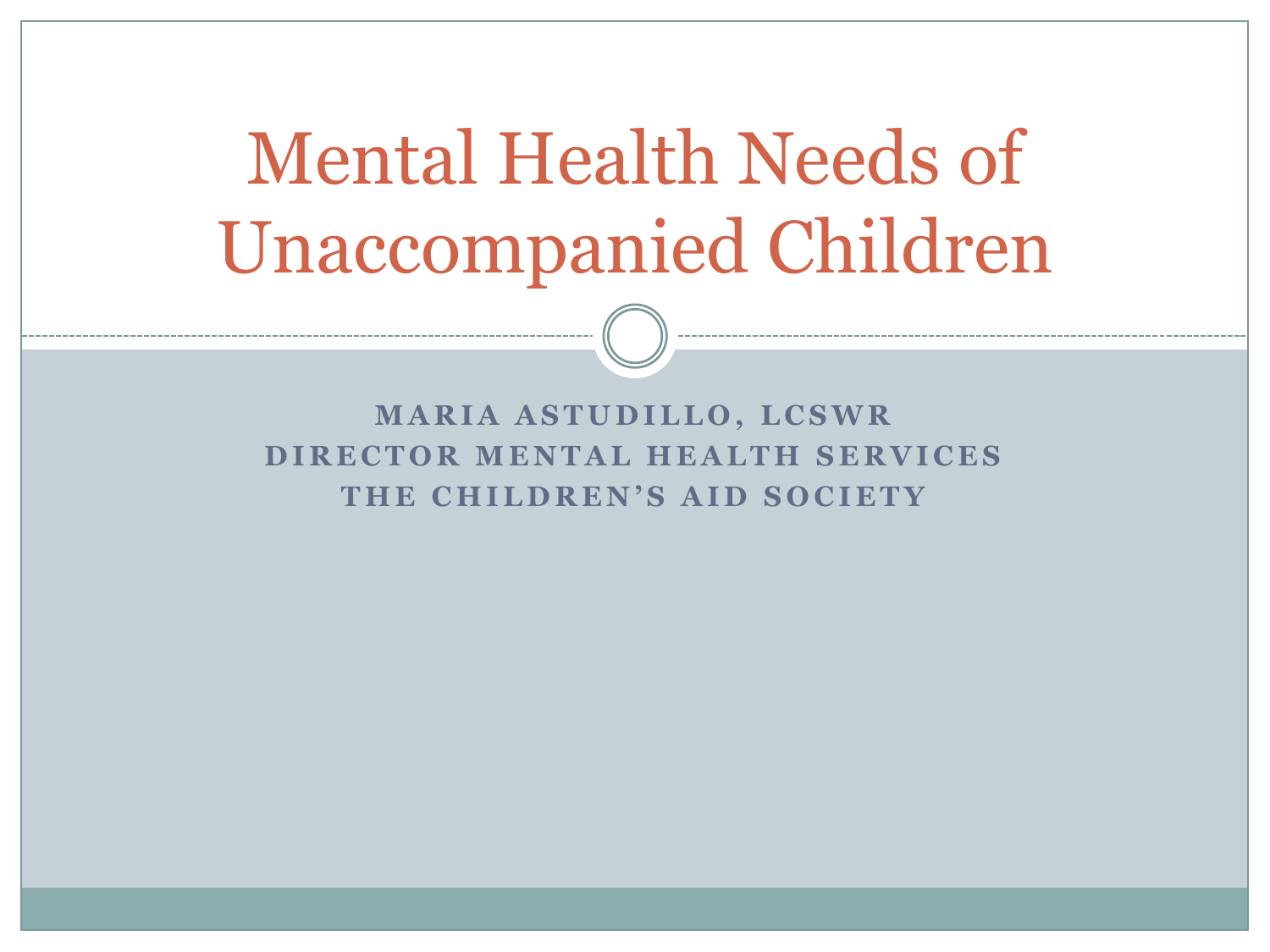# Mental Health Needs of Unaccompanied Children

**MARIA ASTUDILLO, LCSWR**
**DIRECTOR MENTAL HEALTH SERVICES**
**THE CHILDREN'S AID SOCIETY**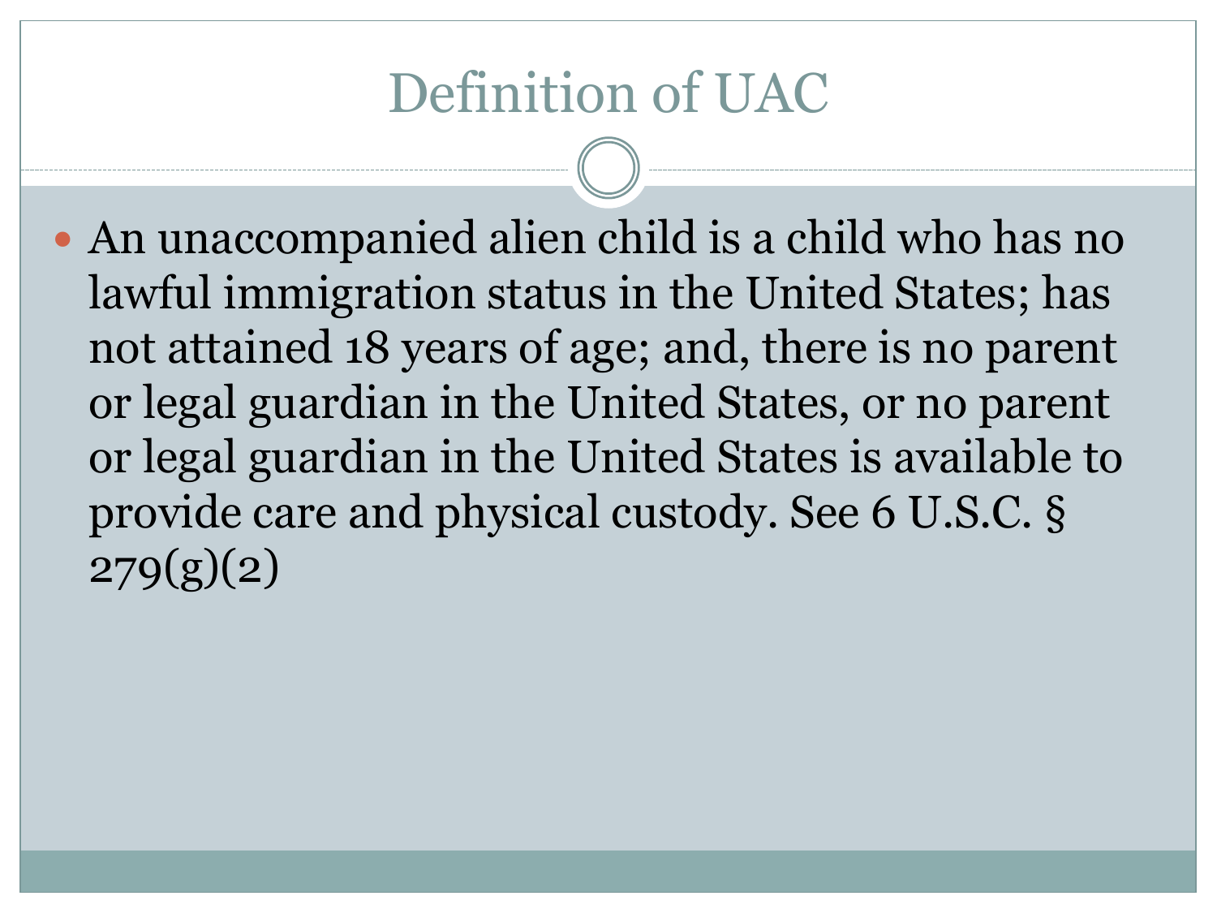# Definition of UAC

- An unaccompanied alien child is a child who has no lawful immigration status in the United States; has not attained 18 years of age; and, there is no parent or legal guardian in the United States, or no parent or legal guardian in the United States is available to provide care and physical custody. See 6 U.S.C. § 279(g)(2)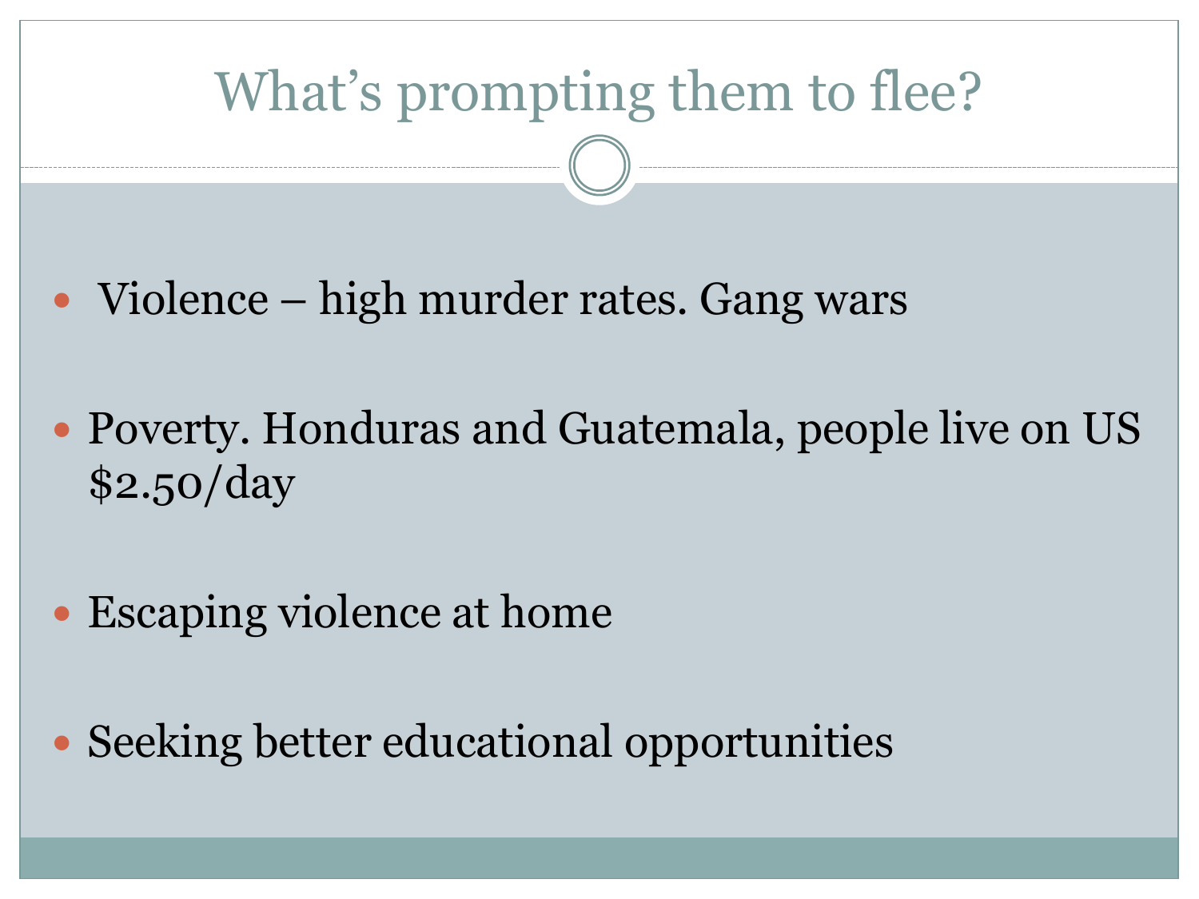# What's prompting them to flee?

- Violence – high murder rates. Gang wars
- Poverty. Honduras and Guatemala, people live on US $2.50/day
- Escaping violence at home
- Seeking better educational opportunities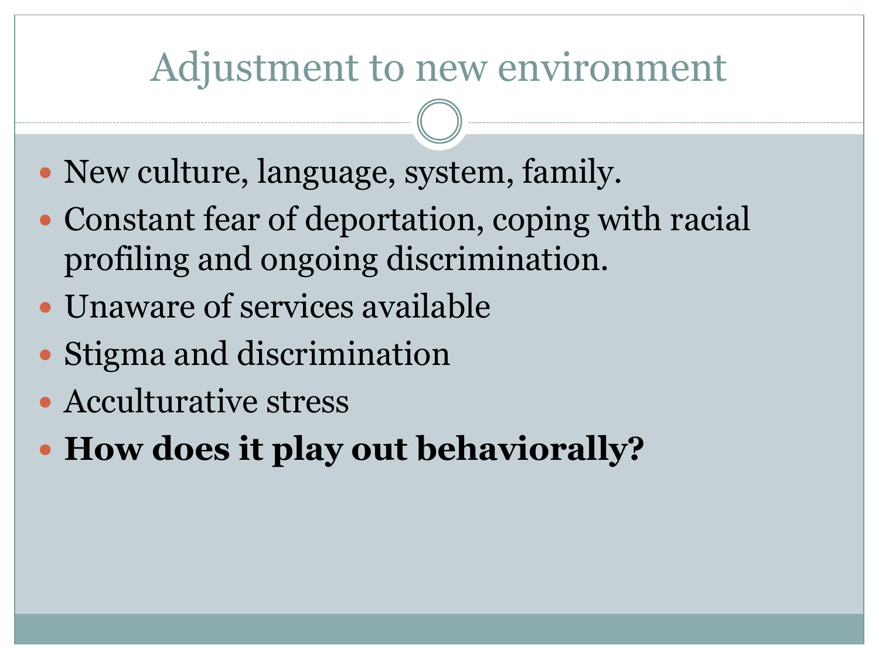# Adjustment to new environment

- New culture, language, system, family.
- Constant fear of deportation, coping with racial profiling and ongoing discrimination.
- Unaware of services available
- Stigma and discrimination
- Acculturative stress
- **How does it play out behaviorally?**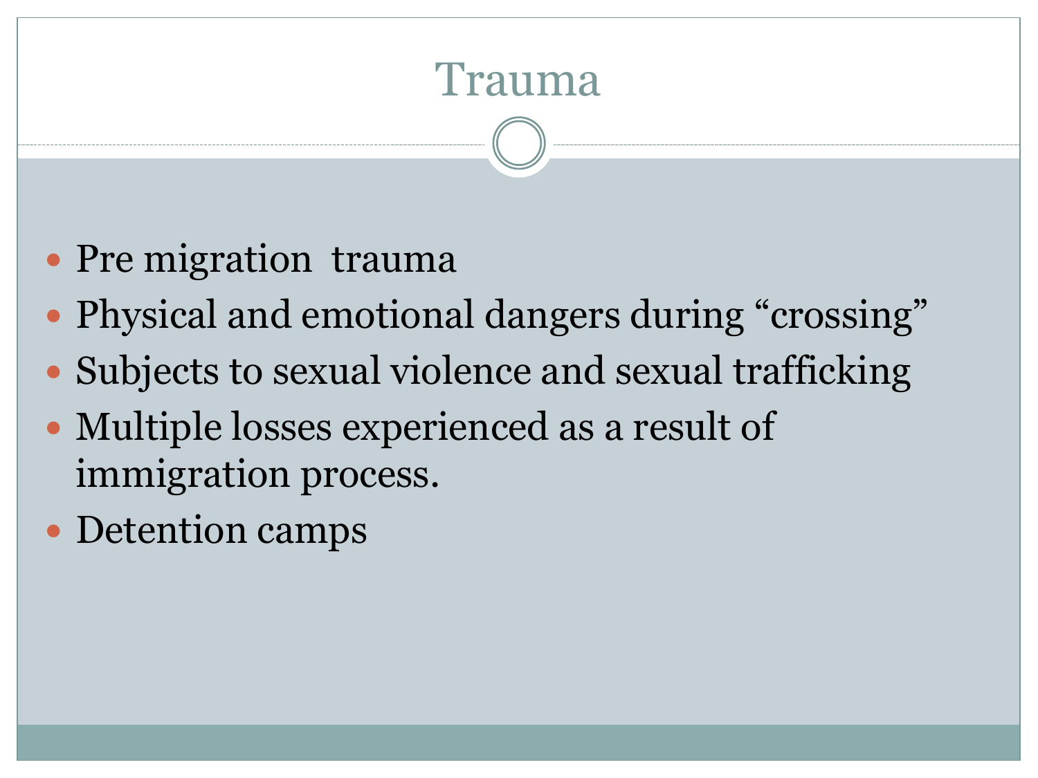# Trauma

- Pre migration  trauma
- Physical and emotional dangers during “crossing”
- Subjects to sexual violence and sexual trafficking
- Multiple losses experienced as a result of immigration process.
- Detention camps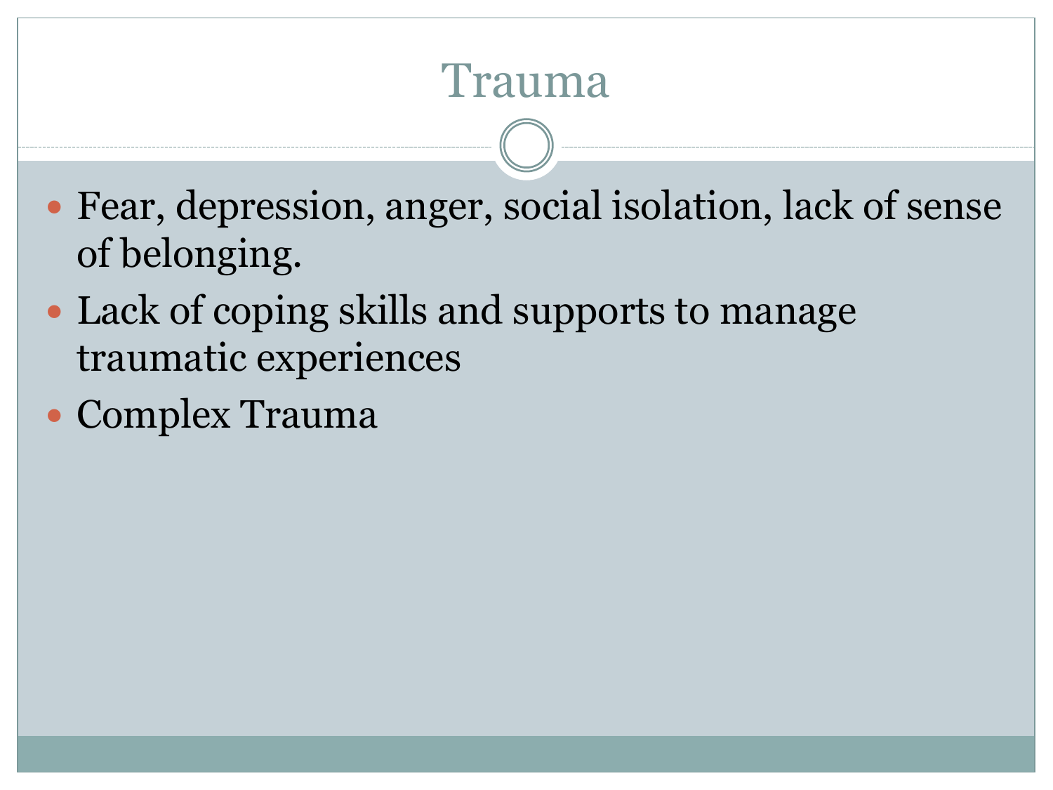# Trauma

- Fear, depression, anger, social isolation, lack of sense of belonging.
- Lack of coping skills and supports to manage traumatic experiences
- Complex Trauma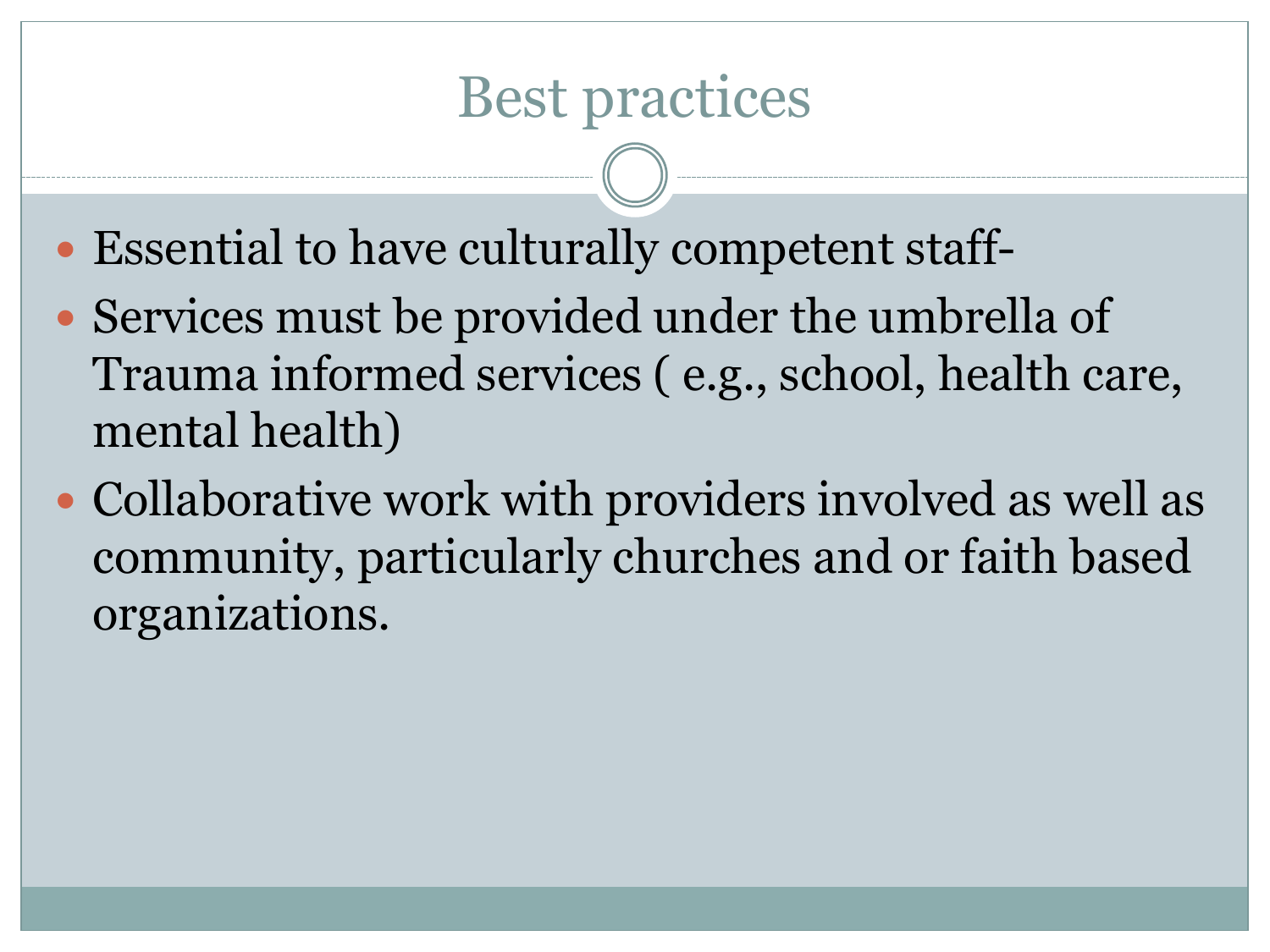# Best practices

- Essential to have culturally competent staff-
- Services must be provided under the umbrella of Trauma informed services ( e.g., school, health care, mental health)
- Collaborative work with providers involved as well as community, particularly churches and or faith based organizations.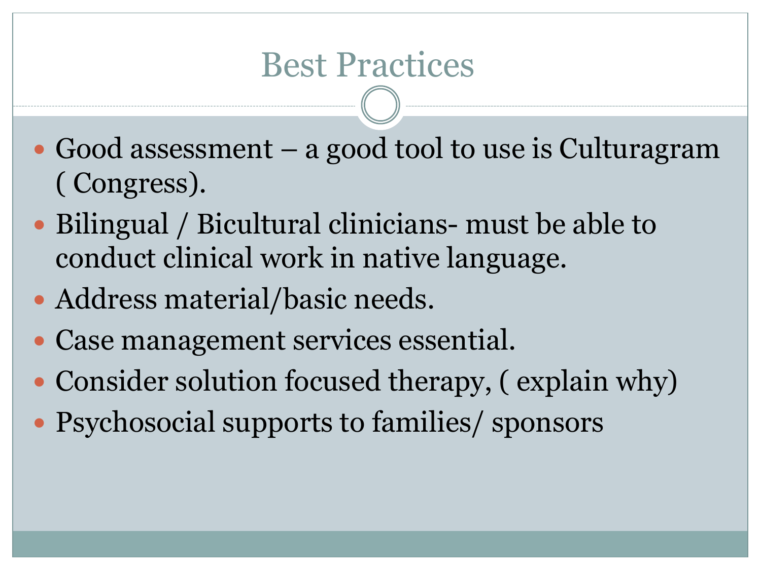# Best Practices

- Good assessment – a good tool to use is Culturagram ( Congress).
- Bilingual / Bicultural clinicians- must be able to conduct clinical work in native language.
- Address material/basic needs.
- Case management services essential.
- Consider solution focused therapy, ( explain why)
- Psychosocial supports to families/ sponsors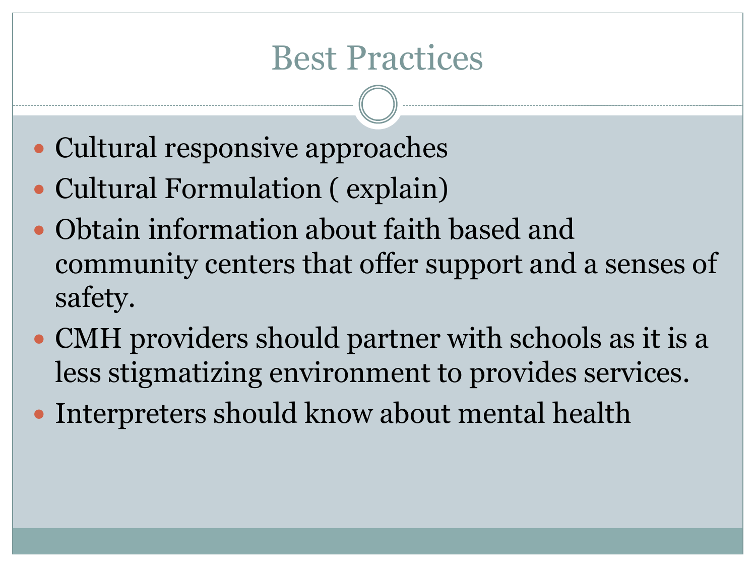# Best Practices

- Cultural responsive approaches
- Cultural Formulation ( explain)
- Obtain information about faith based and community centers that offer support and a senses of safety.
- CMH providers should partner with schools as it is a less stigmatizing environment to provides services.
- Interpreters should know about mental health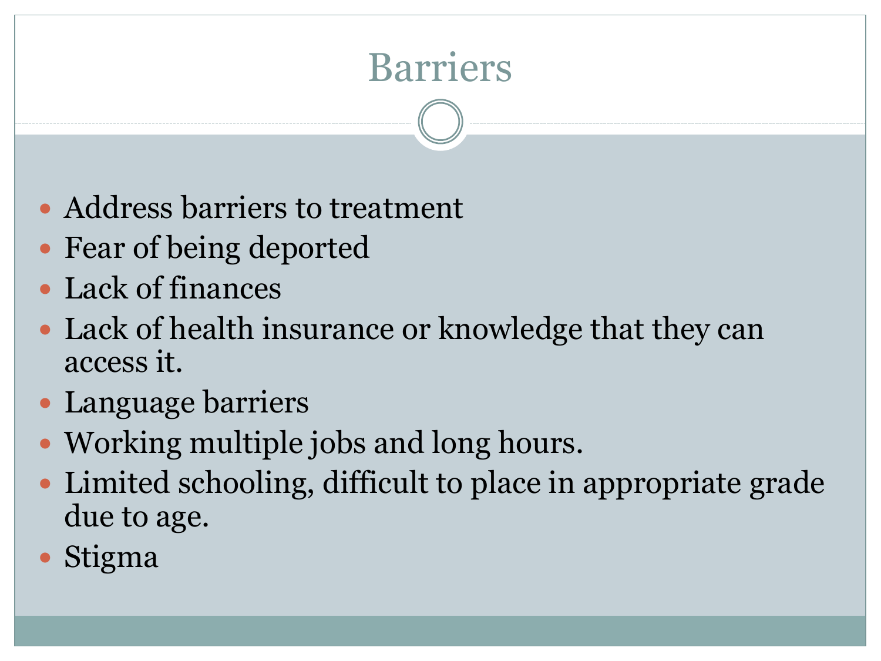# Barriers

- Address barriers to treatment
- Fear of being deported
- Lack of finances
- Lack of health insurance or knowledge that they can access it.
- Language barriers
- Working multiple jobs and long hours.
- Limited schooling, difficult to place in appropriate grade due to age.
- Stigma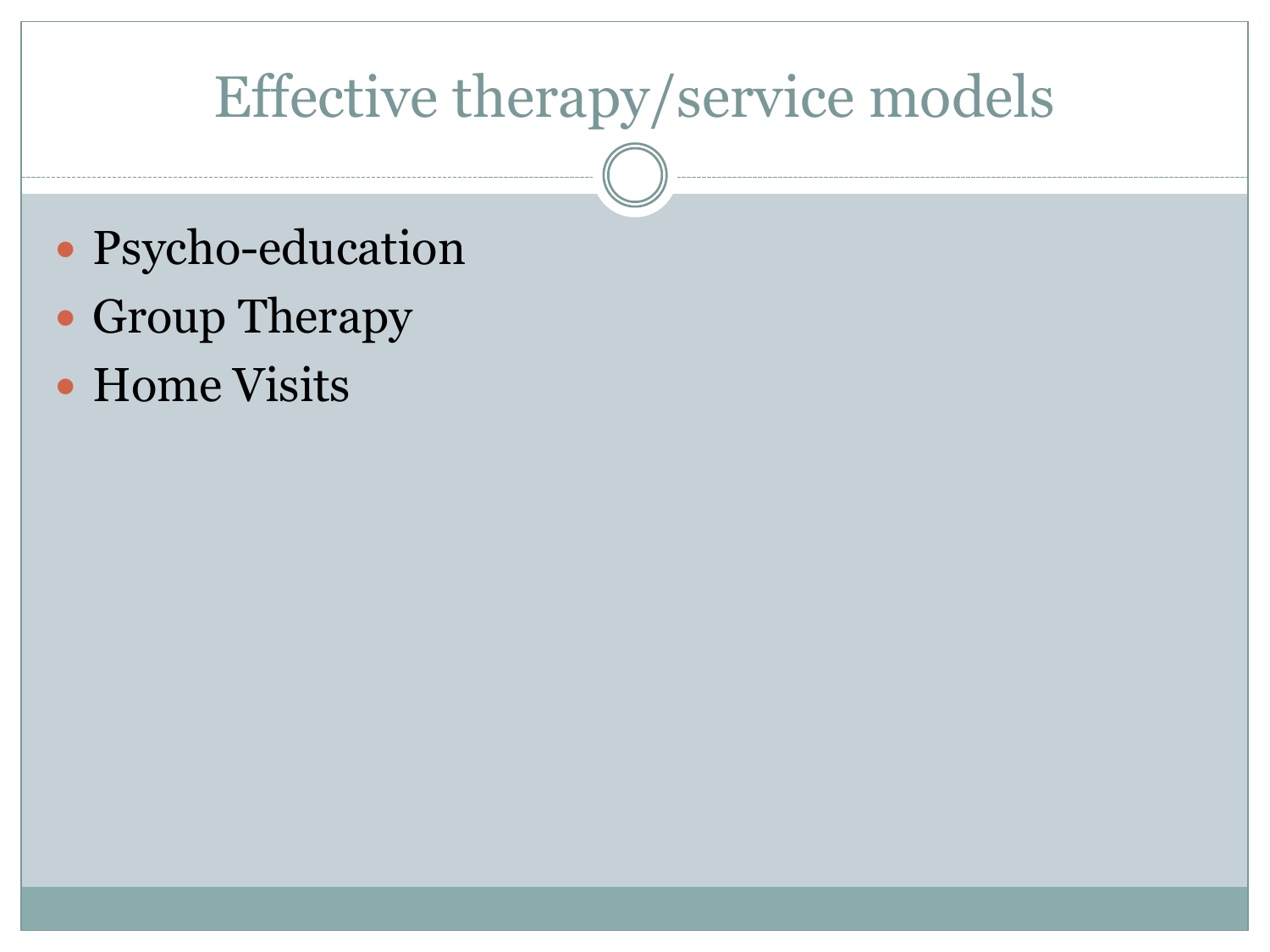# Effective therapy/service models

- Psycho-education
- Group Therapy
- Home Visits